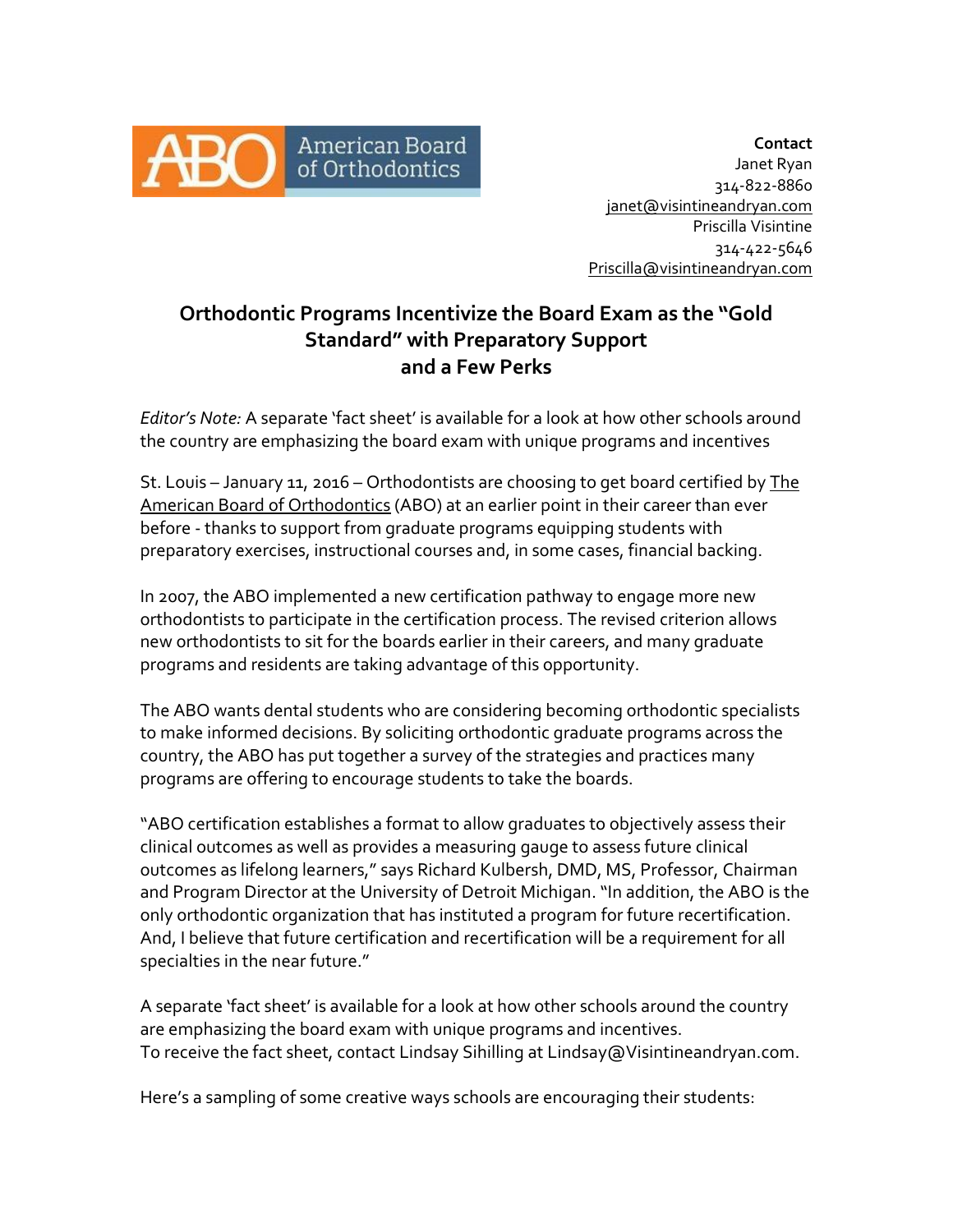ABO American Board of Orthodontics

**Contact**
Janet Ryan
314-822-8860
janet@visintineandryan.com
Priscilla Visintine
314-422-5646
Priscilla@visintineandryan.com

# Orthodontic Programs Incentivize the Board Exam as the "Gold Standard" with Preparatory Support and a Few Perks

*Editor's Note:* A separate 'fact sheet' is available for a look at how other schools around the country are emphasizing the board exam with unique programs and incentives

St. Louis – January 11, 2016 – Orthodontists are choosing to get board certified by The American Board of Orthodontics (ABO) at an earlier point in their career than ever before - thanks to support from graduate programs equipping students with preparatory exercises, instructional courses and, in some cases, financial backing.

In 2007, the ABO implemented a new certification pathway to engage more new orthodontists to participate in the certification process. The revised criterion allows new orthodontists to sit for the boards earlier in their careers, and many graduate programs and residents are taking advantage of this opportunity.

The ABO wants dental students who are considering becoming orthodontic specialists to make informed decisions. By soliciting orthodontic graduate programs across the country, the ABO has put together a survey of the strategies and practices many programs are offering to encourage students to take the boards.

"ABO certification establishes a format to allow graduates to objectively assess their clinical outcomes as well as provides a measuring gauge to assess future clinical outcomes as lifelong learners," says Richard Kulbersh, DMD, MS, Professor, Chairman and Program Director at the University of Detroit Michigan. "In addition, the ABO is the only orthodontic organization that has instituted a program for future recertification. And, I believe that future certification and recertification will be a requirement for all specialties in the near future."

A separate 'fact sheet' is available for a look at how other schools around the country are emphasizing the board exam with unique programs and incentives.
To receive the fact sheet, contact Lindsay Sihilling at Lindsay@Visintineandryan.com.

Here's a sampling of some creative ways schools are encouraging their students: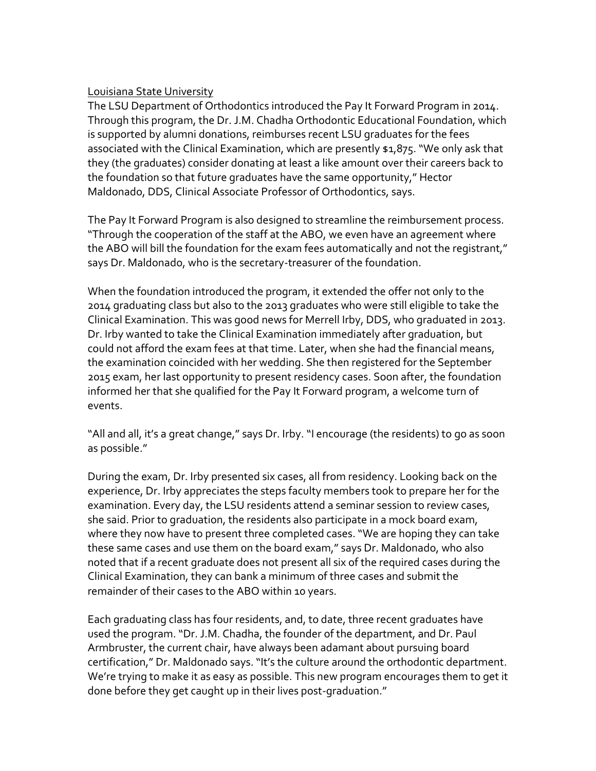Louisiana State University

The LSU Department of Orthodontics introduced the Pay It Forward Program in 2014. Through this program, the Dr. J.M. Chadha Orthodontic Educational Foundation, which is supported by alumni donations, reimburses recent LSU graduates for the fees associated with the Clinical Examination, which are presently $1,875. "We only ask that they (the graduates) consider donating at least a like amount over their careers back to the foundation so that future graduates have the same opportunity," Hector Maldonado, DDS, Clinical Associate Professor of Orthodontics, says.

The Pay It Forward Program is also designed to streamline the reimbursement process. "Through the cooperation of the staff at the ABO, we even have an agreement where the ABO will bill the foundation for the exam fees automatically and not the registrant," says Dr. Maldonado, who is the secretary-treasurer of the foundation.

When the foundation introduced the program, it extended the offer not only to the 2014 graduating class but also to the 2013 graduates who were still eligible to take the Clinical Examination. This was good news for Merrell Irby, DDS, who graduated in 2013. Dr. Irby wanted to take the Clinical Examination immediately after graduation, but could not afford the exam fees at that time. Later, when she had the financial means, the examination coincided with her wedding. She then registered for the September 2015 exam, her last opportunity to present residency cases. Soon after, the foundation informed her that she qualified for the Pay It Forward program, a welcome turn of events.

"All and all, it's a great change," says Dr. Irby. "I encourage (the residents) to go as soon as possible."

During the exam, Dr. Irby presented six cases, all from residency. Looking back on the experience, Dr. Irby appreciates the steps faculty members took to prepare her for the examination. Every day, the LSU residents attend a seminar session to review cases, she said. Prior to graduation, the residents also participate in a mock board exam, where they now have to present three completed cases. "We are hoping they can take these same cases and use them on the board exam," says Dr. Maldonado, who also noted that if a recent graduate does not present all six of the required cases during the Clinical Examination, they can bank a minimum of three cases and submit the remainder of their cases to the ABO within 10 years.

Each graduating class has four residents, and, to date, three recent graduates have used the program. "Dr. J.M. Chadha, the founder of the department, and Dr. Paul Armbruster, the current chair, have always been adamant about pursuing board certification," Dr. Maldonado says. "It's the culture around the orthodontic department. We're trying to make it as easy as possible. This new program encourages them to get it done before they get caught up in their lives post-graduation."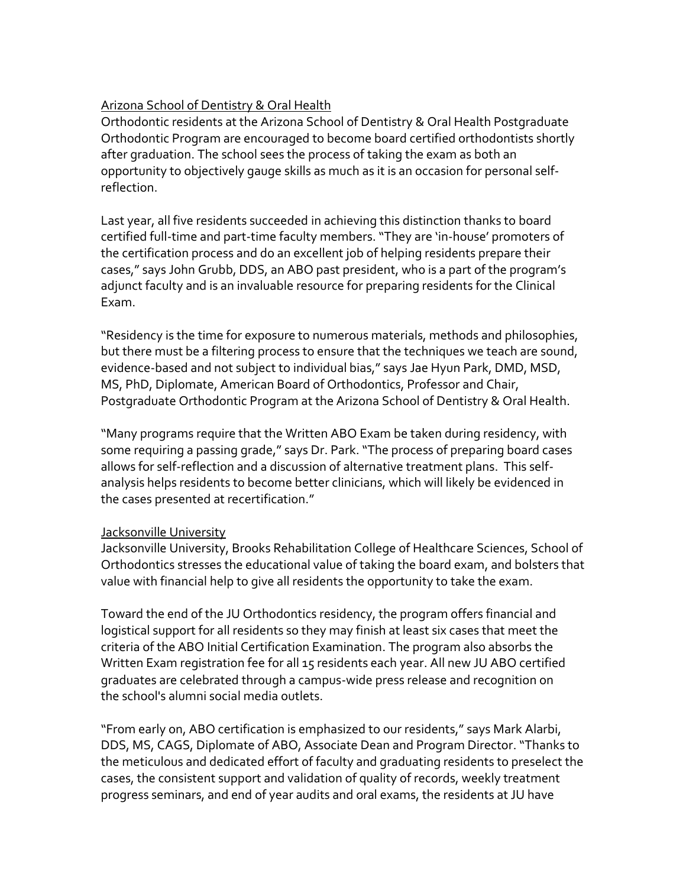## Arizona School of Dentistry & Oral Health

Orthodontic residents at the Arizona School of Dentistry & Oral Health Postgraduate Orthodontic Program are encouraged to become board certified orthodontists shortly after graduation. The school sees the process of taking the exam as both an opportunity to objectively gauge skills as much as it is an occasion for personal self-reflection.

Last year, all five residents succeeded in achieving this distinction thanks to board certified full-time and part-time faculty members. "They are 'in-house' promoters of the certification process and do an excellent job of helping residents prepare their cases," says John Grubb, DDS, an ABO past president, who is a part of the program's adjunct faculty and is an invaluable resource for preparing residents for the Clinical Exam.

"Residency is the time for exposure to numerous materials, methods and philosophies, but there must be a filtering process to ensure that the techniques we teach are sound, evidence-based and not subject to individual bias," says Jae Hyun Park, DMD, MSD, MS, PhD, Diplomate, American Board of Orthodontics, Professor and Chair, Postgraduate Orthodontic Program at the Arizona School of Dentistry & Oral Health.

"Many programs require that the Written ABO Exam be taken during residency, with some requiring a passing grade," says Dr. Park. "The process of preparing board cases allows for self-reflection and a discussion of alternative treatment plans. This self-analysis helps residents to become better clinicians, which will likely be evidenced in the cases presented at recertification."

## Jacksonville University

Jacksonville University, Brooks Rehabilitation College of Healthcare Sciences, School of Orthodontics stresses the educational value of taking the board exam, and bolsters that value with financial help to give all residents the opportunity to take the exam.

Toward the end of the JU Orthodontics residency, the program offers financial and logistical support for all residents so they may finish at least six cases that meet the criteria of the ABO Initial Certification Examination. The program also absorbs the Written Exam registration fee for all 15 residents each year. All new JU ABO certified graduates are celebrated through a campus-wide press release and recognition on the school's alumni social media outlets.

"From early on, ABO certification is emphasized to our residents," says Mark Alarbi, DDS, MS, CAGS, Diplomate of ABO, Associate Dean and Program Director. "Thanks to the meticulous and dedicated effort of faculty and graduating residents to preselect the cases, the consistent support and validation of quality of records, weekly treatment progress seminars, and end of year audits and oral exams, the residents at JU have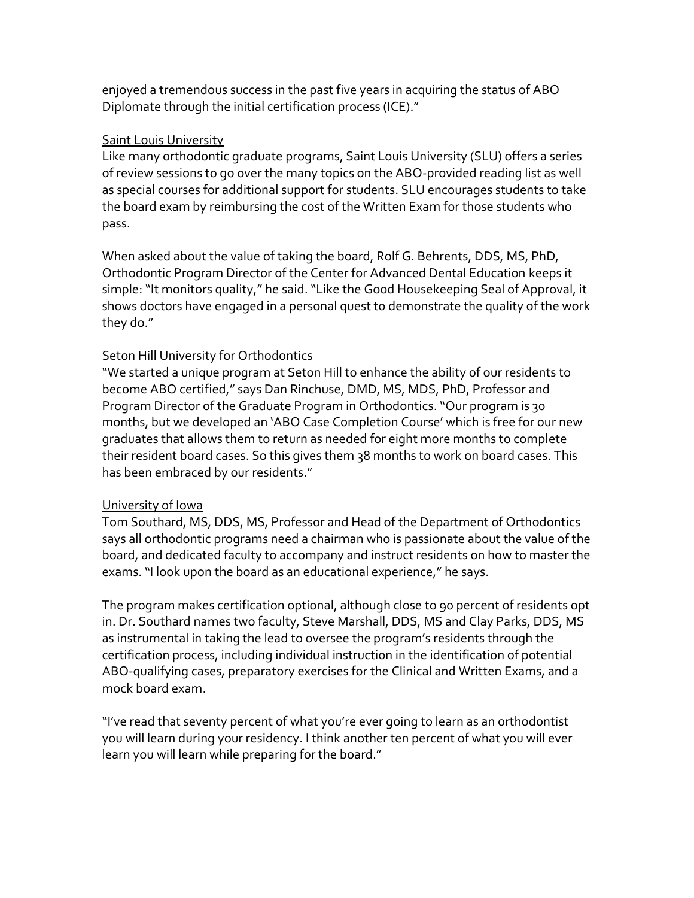enjoyed a tremendous success in the past five years in acquiring the status of ABO Diplomate through the initial certification process (ICE)."

<u>Saint Louis University</u>

Like many orthodontic graduate programs, Saint Louis University (SLU) offers a series of review sessions to go over the many topics on the ABO-provided reading list as well as special courses for additional support for students. SLU encourages students to take the board exam by reimbursing the cost of the Written Exam for those students who pass.

When asked about the value of taking the board, Rolf G. Behrents, DDS, MS, PhD, Orthodontic Program Director of the Center for Advanced Dental Education keeps it simple: "It monitors quality," he said. "Like the Good Housekeeping Seal of Approval, it shows doctors have engaged in a personal quest to demonstrate the quality of the work they do."

<u>Seton Hill University for Orthodontics</u>

"We started a unique program at Seton Hill to enhance the ability of our residents to become ABO certified," says Dan Rinchuse, DMD, MS, MDS, PhD, Professor and Program Director of the Graduate Program in Orthodontics. "Our program is 30 months, but we developed an 'ABO Case Completion Course' which is free for our new graduates that allows them to return as needed for eight more months to complete their resident board cases. So this gives them 38 months to work on board cases. This has been embraced by our residents."

<u>University of Iowa</u>

Tom Southard, MS, DDS, MS, Professor and Head of the Department of Orthodontics says all orthodontic programs need a chairman who is passionate about the value of the board, and dedicated faculty to accompany and instruct residents on how to master the exams. "I look upon the board as an educational experience," he says.

The program makes certification optional, although close to 90 percent of residents opt in. Dr. Southard names two faculty, Steve Marshall, DDS, MS and Clay Parks, DDS, MS as instrumental in taking the lead to oversee the program's residents through the certification process, including individual instruction in the identification of potential ABO-qualifying cases, preparatory exercises for the Clinical and Written Exams, and a mock board exam.

"I've read that seventy percent of what you're ever going to learn as an orthodontist you will learn during your residency. I think another ten percent of what you will ever learn you will learn while preparing for the board."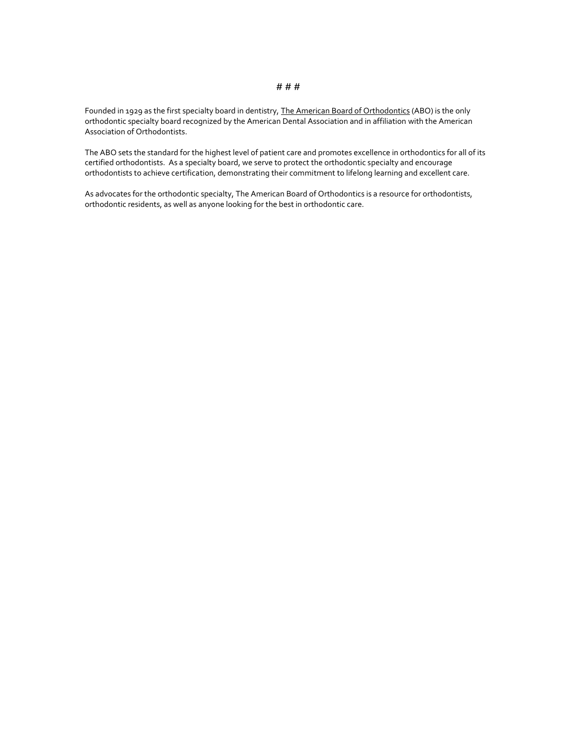# # #

Founded in 1929 as the first specialty board in dentistry, The American Board of Orthodontics (ABO) is the only orthodontic specialty board recognized by the American Dental Association and in affiliation with the American Association of Orthodontists.

The ABO sets the standard for the highest level of patient care and promotes excellence in orthodontics for all of its certified orthodontists. As a specialty board, we serve to protect the orthodontic specialty and encourage orthodontists to achieve certification, demonstrating their commitment to lifelong learning and excellent care.

As advocates for the orthodontic specialty, The American Board of Orthodontics is a resource for orthodontists, orthodontic residents, as well as anyone looking for the best in orthodontic care.